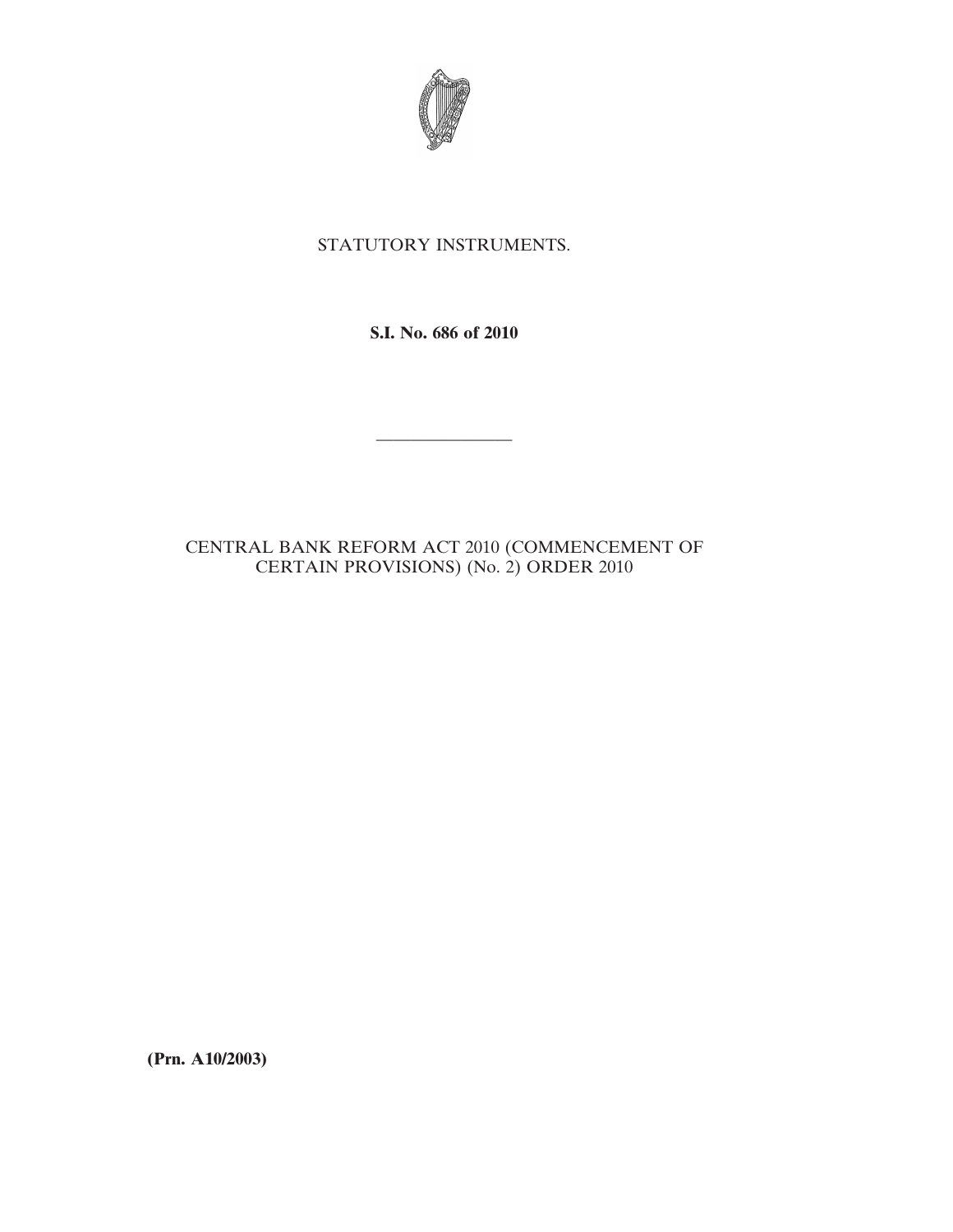STATUTORY INSTRUMENTS.

**S.I. No. 686 of 2010**

---

CENTRAL BANK REFORM ACT 2010 (COMMENCEMENT OF CERTAIN PROVISIONS) (No. 2) ORDER 2010

**(Prn. A10/2003)**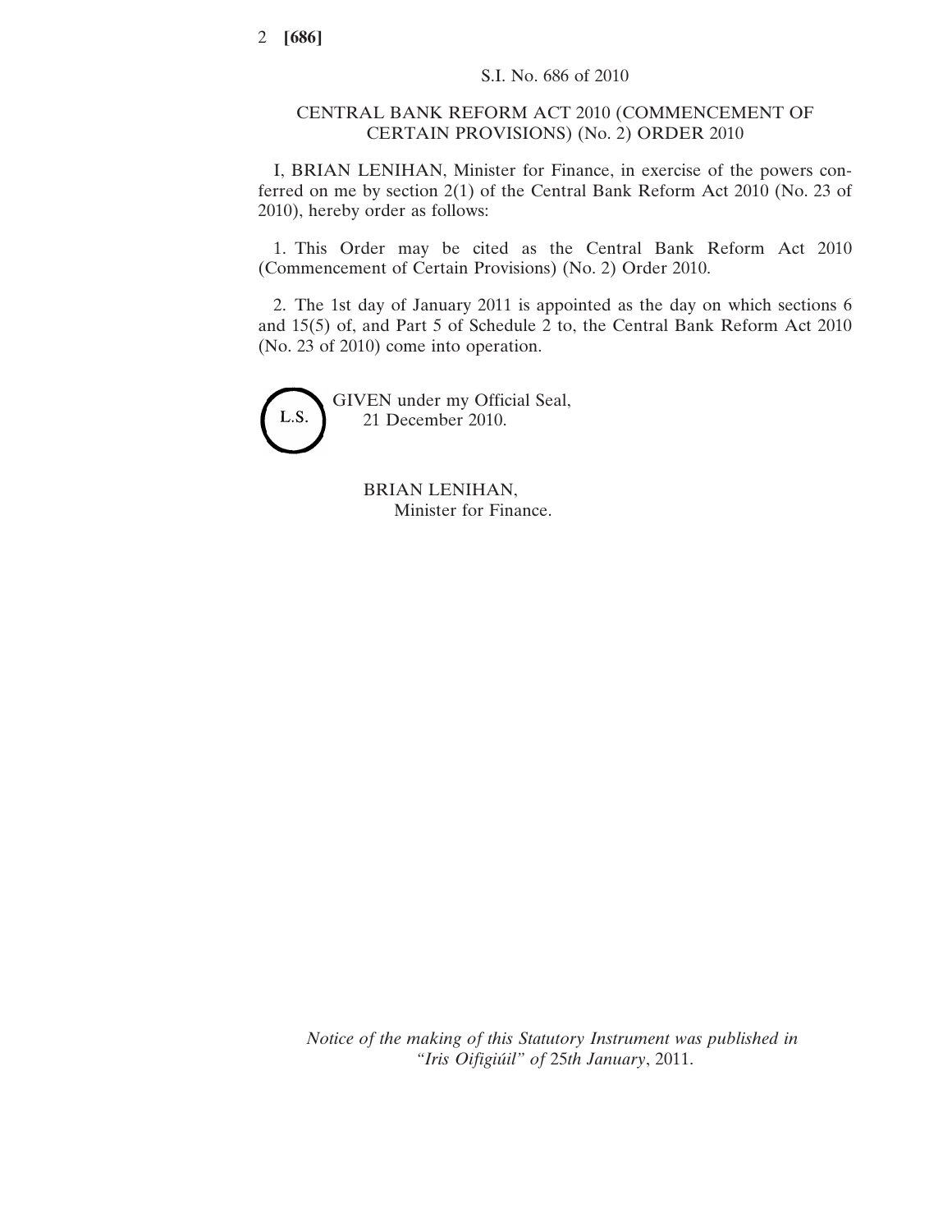S.I. No. 686 of 2010

# CENTRAL BANK REFORM ACT 2010 (COMMENCEMENT OF CERTAIN PROVISIONS) (No. 2) ORDER 2010

I, BRIAN LENIHAN, Minister for Finance, in exercise of the powers conferred on me by section 2(1) of the Central Bank Reform Act 2010 (No. 23 of 2010), hereby order as follows:

1. This Order may be cited as the Central Bank Reform Act 2010 (Commencement of Certain Provisions) (No. 2) Order 2010.

2. The 1st day of January 2011 is appointed as the day on which sections 6 and 15(5) of, and Part 5 of Schedule 2 to, the Central Bank Reform Act 2010 (No. 23 of 2010) come into operation.

L.S.

GIVEN under my Official Seal,
21 December 2010.

BRIAN LENIHAN,
Minister for Finance.

*Notice of the making of this Statutory Instrument was published in "Iris Oifigiúil" of 25th January, 2011.*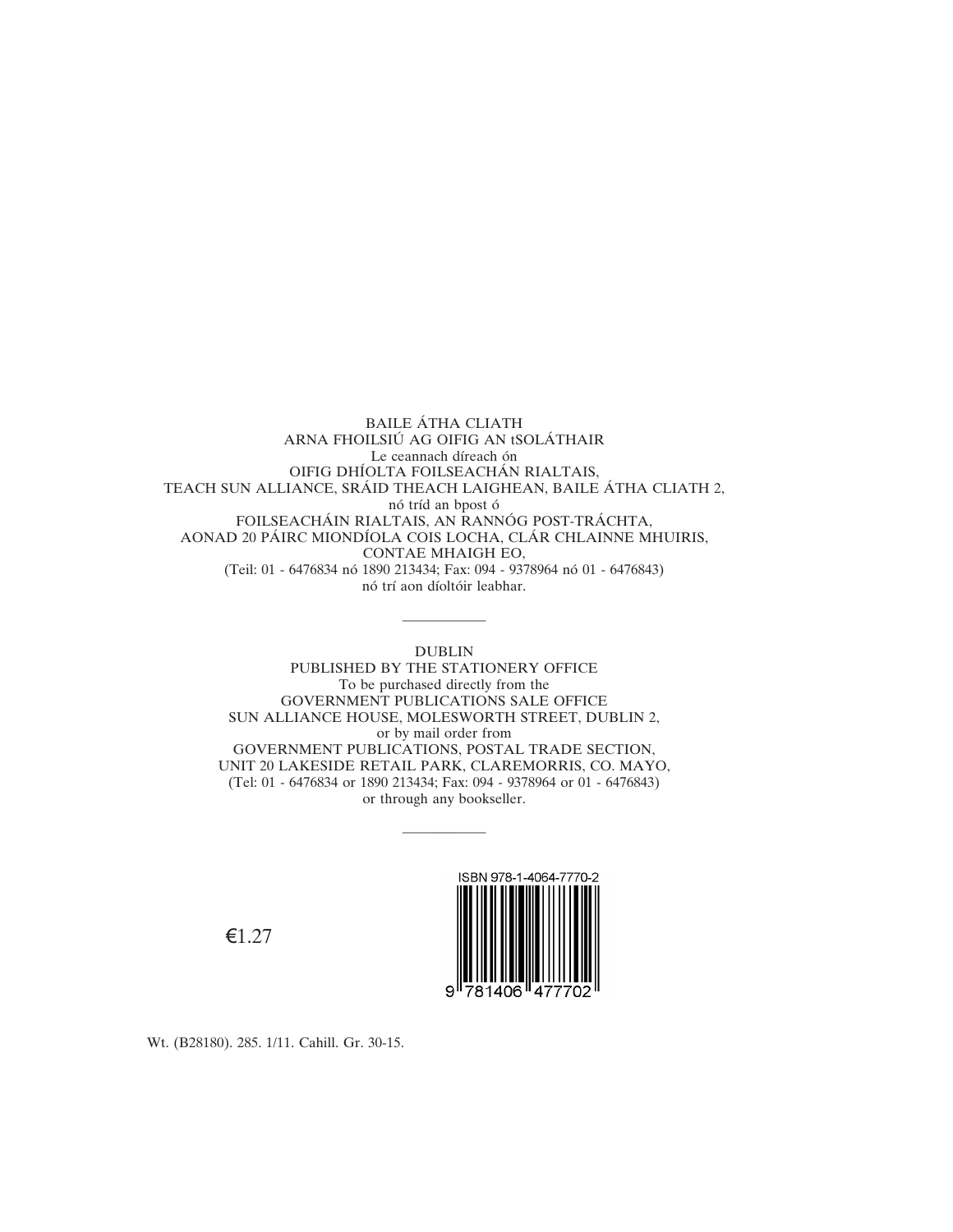BAILE ÁTHA CLIATH
ARNA FHOILSIÚ AG OIFIG AN tSOLÁTHAIR
Le ceannach díreach ón
OIFIG DHÍOLTA FOILSEACHÁN RIALTAIS,
TEACH SUN ALLIANCE, SRÁID THEACH LAIGHEAN, BAILE ÁTHA CLIATH 2,
nó tríd an bpost ó
FOILSEACHÁIN RIALTAIS, AN RANNÓG POST-TRÁCHTA,
AONAD 20 PÁIRC MIONDÍOLA COIS LOCHA, CLÁR CHLAINNE MHUIRIS,
CONTAE MHAIGH EO,
(Teil: 01 - 6476834 nó 1890 213434; Fax: 094 - 9378964 nó 01 - 6476843)
nó trí aon díoltóir leabhar.

---

DUBLIN
PUBLISHED BY THE STATIONERY OFFICE
To be purchased directly from the
GOVERNMENT PUBLICATIONS SALE OFFICE
SUN ALLIANCE HOUSE, MOLESWORTH STREET, DUBLIN 2,
or by mail order from
GOVERNMENT PUBLICATIONS, POSTAL TRADE SECTION,
UNIT 20 LAKESIDE RETAIL PARK, CLAREMORRIS, CO. MAYO,
(Tel: 01 - 6476834 or 1890 213434; Fax: 094 - 9378964 or 01 - 6476843)
or through any bookseller.

---

€1.27

ISBN 978-1-4064-7770-2

9 781406 477702

Wt. (B28180). 285. 1/11. Cahill. Gr. 30-15.